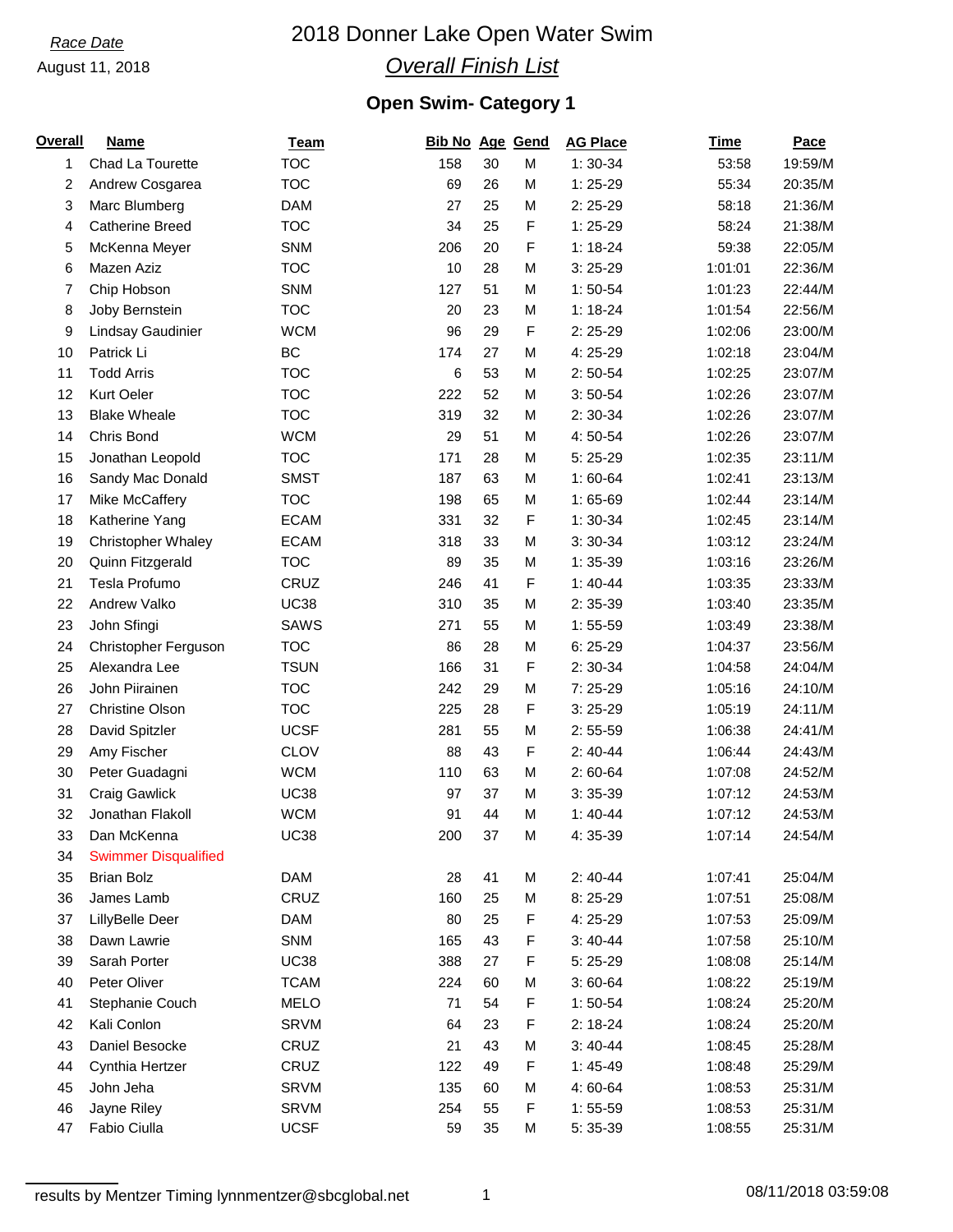*Race Date*

August 11, 2018

# 2018 Donner Lake Open Water Swim

## *Overall Finish List*

### Open Swim- Category 1

| Overall | Name | Team | Bib No | Age | Gend | AG Place | Time | Pace |
|---|---|---|---|---|---|---|---|---|
| 1 | Chad La Tourette | TOC | 158 | 30 | M | 1: 30-34 | 53:58 | 19:59/M |
| 2 | Andrew Cosgarea | TOC | 69 | 26 | M | 1: 25-29 | 55:34 | 20:35/M |
| 3 | Marc Blumberg | DAM | 27 | 25 | M | 2: 25-29 | 58:18 | 21:36/M |
| 4 | Catherine Breed | TOC | 34 | 25 | F | 1: 25-29 | 58:24 | 21:38/M |
| 5 | McKenna Meyer | SNM | 206 | 20 | F | 1: 18-24 | 59:38 | 22:05/M |
| 6 | Mazen Aziz | TOC | 10 | 28 | M | 3: 25-29 | 1:01:01 | 22:36/M |
| 7 | Chip Hobson | SNM | 127 | 51 | M | 1: 50-54 | 1:01:23 | 22:44/M |
| 8 | Joby Bernstein | TOC | 20 | 23 | M | 1: 18-24 | 1:01:54 | 22:56/M |
| 9 | Lindsay Gaudinier | WCM | 96 | 29 | F | 2: 25-29 | 1:02:06 | 23:00/M |
| 10 | Patrick Li | BC | 174 | 27 | M | 4: 25-29 | 1:02:18 | 23:04/M |
| 11 | Todd Arris | TOC | 6 | 53 | M | 2: 50-54 | 1:02:25 | 23:07/M |
| 12 | Kurt Oeler | TOC | 222 | 52 | M | 3: 50-54 | 1:02:26 | 23:07/M |
| 13 | Blake Wheale | TOC | 319 | 32 | M | 2: 30-34 | 1:02:26 | 23:07/M |
| 14 | Chris Bond | WCM | 29 | 51 | M | 4: 50-54 | 1:02:26 | 23:07/M |
| 15 | Jonathan Leopold | TOC | 171 | 28 | M | 5: 25-29 | 1:02:35 | 23:11/M |
| 16 | Sandy Mac Donald | SMST | 187 | 63 | M | 1: 60-64 | 1:02:41 | 23:13/M |
| 17 | Mike McCaffery | TOC | 198 | 65 | M | 1: 65-69 | 1:02:44 | 23:14/M |
| 18 | Katherine Yang | ECAM | 331 | 32 | F | 1: 30-34 | 1:02:45 | 23:14/M |
| 19 | Christopher Whaley | ECAM | 318 | 33 | M | 3: 30-34 | 1:03:12 | 23:24/M |
| 20 | Quinn Fitzgerald | TOC | 89 | 35 | M | 1: 35-39 | 1:03:16 | 23:26/M |
| 21 | Tesla Profumo | CRUZ | 246 | 41 | F | 1: 40-44 | 1:03:35 | 23:33/M |
| 22 | Andrew Valko | UC38 | 310 | 35 | M | 2: 35-39 | 1:03:40 | 23:35/M |
| 23 | John Sfingi | SAWS | 271 | 55 | M | 1: 55-59 | 1:03:49 | 23:38/M |
| 24 | Christopher Ferguson | TOC | 86 | 28 | M | 6: 25-29 | 1:04:37 | 23:56/M |
| 25 | Alexandra Lee | TSUN | 166 | 31 | F | 2: 30-34 | 1:04:58 | 24:04/M |
| 26 | John Piirainen | TOC | 242 | 29 | M | 7: 25-29 | 1:05:16 | 24:10/M |
| 27 | Christine Olson | TOC | 225 | 28 | F | 3: 25-29 | 1:05:19 | 24:11/M |
| 28 | David Spitzler | UCSF | 281 | 55 | M | 2: 55-59 | 1:06:38 | 24:41/M |
| 29 | Amy Fischer | CLOV | 88 | 43 | F | 2: 40-44 | 1:06:44 | 24:43/M |
| 30 | Peter Guadagni | WCM | 110 | 63 | M | 2: 60-64 | 1:07:08 | 24:52/M |
| 31 | Craig Gawlick | UC38 | 97 | 37 | M | 3: 35-39 | 1:07:12 | 24:53/M |
| 32 | Jonathan Flakoll | WCM | 91 | 44 | M | 1: 40-44 | 1:07:12 | 24:53/M |
| 33 | Dan McKenna | UC38 | 200 | 37 | M | 4: 35-39 | 1:07:14 | 24:54/M |
| 34 | Swimmer Disqualified | | | | | | | |
| 35 | Brian Bolz | DAM | 28 | 41 | M | 2: 40-44 | 1:07:41 | 25:04/M |
| 36 | James Lamb | CRUZ | 160 | 25 | M | 8: 25-29 | 1:07:51 | 25:08/M |
| 37 | LillyBelle Deer | DAM | 80 | 25 | F | 4: 25-29 | 1:07:53 | 25:09/M |
| 38 | Dawn Lawrie | SNM | 165 | 43 | F | 3: 40-44 | 1:07:58 | 25:10/M |
| 39 | Sarah Porter | UC38 | 388 | 27 | F | 5: 25-29 | 1:08:08 | 25:14/M |
| 40 | Peter Oliver | TCAM | 224 | 60 | M | 3: 60-64 | 1:08:22 | 25:19/M |
| 41 | Stephanie Couch | MELO | 71 | 54 | F | 1: 50-54 | 1:08:24 | 25:20/M |
| 42 | Kali Conlon | SRVM | 64 | 23 | F | 2: 18-24 | 1:08:24 | 25:20/M |
| 43 | Daniel Besocke | CRUZ | 21 | 43 | M | 3: 40-44 | 1:08:45 | 25:28/M |
| 44 | Cynthia Hertzer | CRUZ | 122 | 49 | F | 1: 45-49 | 1:08:48 | 25:29/M |
| 45 | John Jeha | SRVM | 135 | 60 | M | 4: 60-64 | 1:08:53 | 25:31/M |
| 46 | Jayne Riley | SRVM | 254 | 55 | F | 1: 55-59 | 1:08:53 | 25:31/M |
| 47 | Fabio Ciulla | UCSF | 59 | 35 | M | 5: 35-39 | 1:08:55 | 25:31/M |

results by Mentzer Timing lynnmentzer@sbcglobal.net

08/11/2018 03:59:08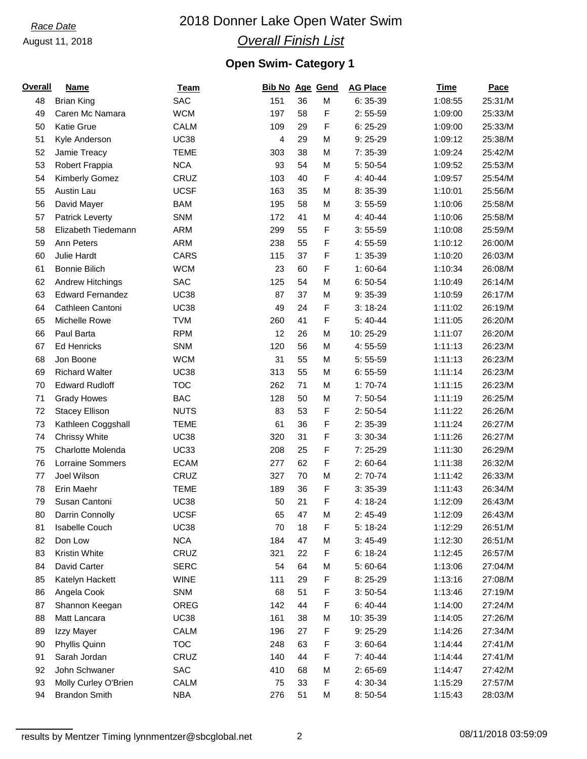*Race Date*

August 11, 2018

# 2018 Donner Lake Open Water Swim

## *Overall Finish List*

### Open Swim- Category 1

| Overall | Name | Team | Bib No | Age | Gend | AG Place | Time | Pace |
|---|---|---|---|---|---|---|---|---|
| 48 | Brian King | SAC | 151 | 36 | M | 6: 35-39 | 1:08:55 | 25:31/M |
| 49 | Caren Mc Namara | WCM | 197 | 58 | F | 2: 55-59 | 1:09:00 | 25:33/M |
| 50 | Katie Grue | CALM | 109 | 29 | F | 6: 25-29 | 1:09:00 | 25:33/M |
| 51 | Kyle Anderson | UC38 | 4 | 29 | M | 9: 25-29 | 1:09:12 | 25:38/M |
| 52 | Jamie Treacy | TEME | 303 | 38 | M | 7: 35-39 | 1:09:24 | 25:42/M |
| 53 | Robert Frappia | NCA | 93 | 54 | M | 5: 50-54 | 1:09:52 | 25:53/M |
| 54 | Kimberly Gomez | CRUZ | 103 | 40 | F | 4: 40-44 | 1:09:57 | 25:54/M |
| 55 | Austin Lau | UCSF | 163 | 35 | M | 8: 35-39 | 1:10:01 | 25:56/M |
| 56 | David Mayer | BAM | 195 | 58 | M | 3: 55-59 | 1:10:06 | 25:58/M |
| 57 | Patrick Leverty | SNM | 172 | 41 | M | 4: 40-44 | 1:10:06 | 25:58/M |
| 58 | Elizabeth Tiedemann | ARM | 299 | 55 | F | 3: 55-59 | 1:10:08 | 25:59/M |
| 59 | Ann Peters | ARM | 238 | 55 | F | 4: 55-59 | 1:10:12 | 26:00/M |
| 60 | Julie Hardt | CARS | 115 | 37 | F | 1: 35-39 | 1:10:20 | 26:03/M |
| 61 | Bonnie Bilich | WCM | 23 | 60 | F | 1: 60-64 | 1:10:34 | 26:08/M |
| 62 | Andrew Hitchings | SAC | 125 | 54 | M | 6: 50-54 | 1:10:49 | 26:14/M |
| 63 | Edward Fernandez | UC38 | 87 | 37 | M | 9: 35-39 | 1:10:59 | 26:17/M |
| 64 | Cathleen Cantoni | UC38 | 49 | 24 | F | 3: 18-24 | 1:11:02 | 26:19/M |
| 65 | Michelle Rowe | TVM | 260 | 41 | F | 5: 40-44 | 1:11:05 | 26:20/M |
| 66 | Paul Barta | RPM | 12 | 26 | M | 10: 25-29 | 1:11:07 | 26:20/M |
| 67 | Ed Henricks | SNM | 120 | 56 | M | 4: 55-59 | 1:11:13 | 26:23/M |
| 68 | Jon Boone | WCM | 31 | 55 | M | 5: 55-59 | 1:11:13 | 26:23/M |
| 69 | Richard Walter | UC38 | 313 | 55 | M | 6: 55-59 | 1:11:14 | 26:23/M |
| 70 | Edward Rudloff | TOC | 262 | 71 | M | 1: 70-74 | 1:11:15 | 26:23/M |
| 71 | Grady Howes | BAC | 128 | 50 | M | 7: 50-54 | 1:11:19 | 26:25/M |
| 72 | Stacey Ellison | NUTS | 83 | 53 | F | 2: 50-54 | 1:11:22 | 26:26/M |
| 73 | Kathleen Coggshall | TEME | 61 | 36 | F | 2: 35-39 | 1:11:24 | 26:27/M |
| 74 | Chrissy White | UC38 | 320 | 31 | F | 3: 30-34 | 1:11:26 | 26:27/M |
| 75 | Charlotte Molenda | UC33 | 208 | 25 | F | 7: 25-29 | 1:11:30 | 26:29/M |
| 76 | Lorraine Sommers | ECAM | 277 | 62 | F | 2: 60-64 | 1:11:38 | 26:32/M |
| 77 | Joel Wilson | CRUZ | 327 | 70 | M | 2: 70-74 | 1:11:42 | 26:33/M |
| 78 | Erin Maehr | TEME | 189 | 36 | F | 3: 35-39 | 1:11:43 | 26:34/M |
| 79 | Susan Cantoni | UC38 | 50 | 21 | F | 4: 18-24 | 1:12:09 | 26:43/M |
| 80 | Darrin Connolly | UCSF | 65 | 47 | M | 2: 45-49 | 1:12:09 | 26:43/M |
| 81 | Isabelle Couch | UC38 | 70 | 18 | F | 5: 18-24 | 1:12:29 | 26:51/M |
| 82 | Don Low | NCA | 184 | 47 | M | 3: 45-49 | 1:12:30 | 26:51/M |
| 83 | Kristin White | CRUZ | 321 | 22 | F | 6: 18-24 | 1:12:45 | 26:57/M |
| 84 | David Carter | SERC | 54 | 64 | M | 5: 60-64 | 1:13:06 | 27:04/M |
| 85 | Katelyn Hackett | WINE | 111 | 29 | F | 8: 25-29 | 1:13:16 | 27:08/M |
| 86 | Angela Cook | SNM | 68 | 51 | F | 3: 50-54 | 1:13:46 | 27:19/M |
| 87 | Shannon Keegan | OREG | 142 | 44 | F | 6: 40-44 | 1:14:00 | 27:24/M |
| 88 | Matt Lancara | UC38 | 161 | 38 | M | 10: 35-39 | 1:14:05 | 27:26/M |
| 89 | Izzy Mayer | CALM | 196 | 27 | F | 9: 25-29 | 1:14:26 | 27:34/M |
| 90 | Phyllis Quinn | TOC | 248 | 63 | F | 3: 60-64 | 1:14:44 | 27:41/M |
| 91 | Sarah Jordan | CRUZ | 140 | 44 | F | 7: 40-44 | 1:14:44 | 27:41/M |
| 92 | John Schwaner | SAC | 410 | 68 | M | 2: 65-69 | 1:14:47 | 27:42/M |
| 93 | Molly Curley O'Brien | CALM | 75 | 33 | F | 4: 30-34 | 1:15:29 | 27:57/M |
| 94 | Brandon Smith | NBA | 276 | 51 | M | 8: 50-54 | 1:15:43 | 28:03/M |

results by Mentzer Timing lynnmentzer@sbcglobal.net

08/11/2018 03:59:09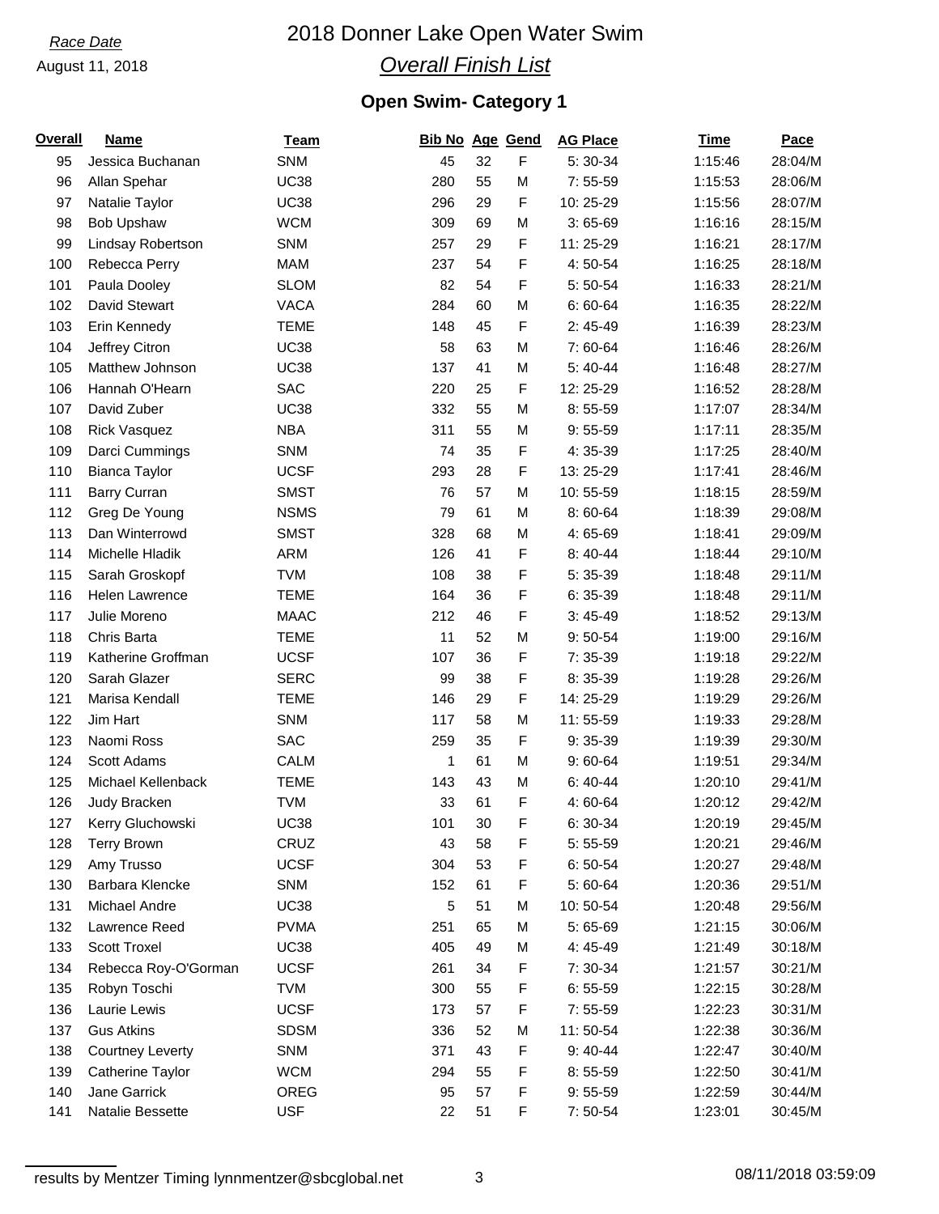*Race Date*

August 11, 2018

# 2018 Donner Lake Open Water Swim

## *Overall Finish List*

### Open Swim- Category 1

| Overall | Name | Team | Bib No | Age | Gend | AG Place | Time | Pace |
|---|---|---|---|---|---|---|---|---|
| 95 | Jessica Buchanan | SNM | 45 | 32 | F | 5: 30-34 | 1:15:46 | 28:04/M |
| 96 | Allan Spehar | UC38 | 280 | 55 | M | 7: 55-59 | 1:15:53 | 28:06/M |
| 97 | Natalie Taylor | UC38 | 296 | 29 | F | 10: 25-29 | 1:15:56 | 28:07/M |
| 98 | Bob Upshaw | WCM | 309 | 69 | M | 3: 65-69 | 1:16:16 | 28:15/M |
| 99 | Lindsay Robertson | SNM | 257 | 29 | F | 11: 25-29 | 1:16:21 | 28:17/M |
| 100 | Rebecca Perry | MAM | 237 | 54 | F | 4: 50-54 | 1:16:25 | 28:18/M |
| 101 | Paula Dooley | SLOM | 82 | 54 | F | 5: 50-54 | 1:16:33 | 28:21/M |
| 102 | David Stewart | VACA | 284 | 60 | M | 6: 60-64 | 1:16:35 | 28:22/M |
| 103 | Erin Kennedy | TEME | 148 | 45 | F | 2: 45-49 | 1:16:39 | 28:23/M |
| 104 | Jeffrey Citron | UC38 | 58 | 63 | M | 7: 60-64 | 1:16:46 | 28:26/M |
| 105 | Matthew Johnson | UC38 | 137 | 41 | M | 5: 40-44 | 1:16:48 | 28:27/M |
| 106 | Hannah O'Hearn | SAC | 220 | 25 | F | 12: 25-29 | 1:16:52 | 28:28/M |
| 107 | David Zuber | UC38 | 332 | 55 | M | 8: 55-59 | 1:17:07 | 28:34/M |
| 108 | Rick Vasquez | NBA | 311 | 55 | M | 9: 55-59 | 1:17:11 | 28:35/M |
| 109 | Darci Cummings | SNM | 74 | 35 | F | 4: 35-39 | 1:17:25 | 28:40/M |
| 110 | Bianca Taylor | UCSF | 293 | 28 | F | 13: 25-29 | 1:17:41 | 28:46/M |
| 111 | Barry Curran | SMST | 76 | 57 | M | 10: 55-59 | 1:18:15 | 28:59/M |
| 112 | Greg De Young | NSMS | 79 | 61 | M | 8: 60-64 | 1:18:39 | 29:08/M |
| 113 | Dan Winterrowd | SMST | 328 | 68 | M | 4: 65-69 | 1:18:41 | 29:09/M |
| 114 | Michelle Hladik | ARM | 126 | 41 | F | 8: 40-44 | 1:18:44 | 29:10/M |
| 115 | Sarah Groskopf | TVM | 108 | 38 | F | 5: 35-39 | 1:18:48 | 29:11/M |
| 116 | Helen Lawrence | TEME | 164 | 36 | F | 6: 35-39 | 1:18:48 | 29:11/M |
| 117 | Julie Moreno | MAAC | 212 | 46 | F | 3: 45-49 | 1:18:52 | 29:13/M |
| 118 | Chris Barta | TEME | 11 | 52 | M | 9: 50-54 | 1:19:00 | 29:16/M |
| 119 | Katherine Groffman | UCSF | 107 | 36 | F | 7: 35-39 | 1:19:18 | 29:22/M |
| 120 | Sarah Glazer | SERC | 99 | 38 | F | 8: 35-39 | 1:19:28 | 29:26/M |
| 121 | Marisa Kendall | TEME | 146 | 29 | F | 14: 25-29 | 1:19:29 | 29:26/M |
| 122 | Jim Hart | SNM | 117 | 58 | M | 11: 55-59 | 1:19:33 | 29:28/M |
| 123 | Naomi Ross | SAC | 259 | 35 | F | 9: 35-39 | 1:19:39 | 29:30/M |
| 124 | Scott Adams | CALM | 1 | 61 | M | 9: 60-64 | 1:19:51 | 29:34/M |
| 125 | Michael Kellenback | TEME | 143 | 43 | M | 6: 40-44 | 1:20:10 | 29:41/M |
| 126 | Judy Bracken | TVM | 33 | 61 | F | 4: 60-64 | 1:20:12 | 29:42/M |
| 127 | Kerry Gluchowski | UC38 | 101 | 30 | F | 6: 30-34 | 1:20:19 | 29:45/M |
| 128 | Terry Brown | CRUZ | 43 | 58 | F | 5: 55-59 | 1:20:21 | 29:46/M |
| 129 | Amy Trusso | UCSF | 304 | 53 | F | 6: 50-54 | 1:20:27 | 29:48/M |
| 130 | Barbara Klencke | SNM | 152 | 61 | F | 5: 60-64 | 1:20:36 | 29:51/M |
| 131 | Michael Andre | UC38 | 5 | 51 | M | 10: 50-54 | 1:20:48 | 29:56/M |
| 132 | Lawrence Reed | PVMA | 251 | 65 | M | 5: 65-69 | 1:21:15 | 30:06/M |
| 133 | Scott Troxel | UC38 | 405 | 49 | M | 4: 45-49 | 1:21:49 | 30:18/M |
| 134 | Rebecca Roy-O'Gorman | UCSF | 261 | 34 | F | 7: 30-34 | 1:21:57 | 30:21/M |
| 135 | Robyn Toschi | TVM | 300 | 55 | F | 6: 55-59 | 1:22:15 | 30:28/M |
| 136 | Laurie Lewis | UCSF | 173 | 57 | F | 7: 55-59 | 1:22:23 | 30:31/M |
| 137 | Gus Atkins | SDSM | 336 | 52 | M | 11: 50-54 | 1:22:38 | 30:36/M |
| 138 | Courtney Leverty | SNM | 371 | 43 | F | 9: 40-44 | 1:22:47 | 30:40/M |
| 139 | Catherine Taylor | WCM | 294 | 55 | F | 8: 55-59 | 1:22:50 | 30:41/M |
| 140 | Jane Garrick | OREG | 95 | 57 | F | 9: 55-59 | 1:22:59 | 30:44/M |
| 141 | Natalie Bessette | USF | 22 | 51 | F | 7: 50-54 | 1:23:01 | 30:45/M |

results by Mentzer Timing lynnmentzer@sbcglobal.net

08/11/2018 03:59:09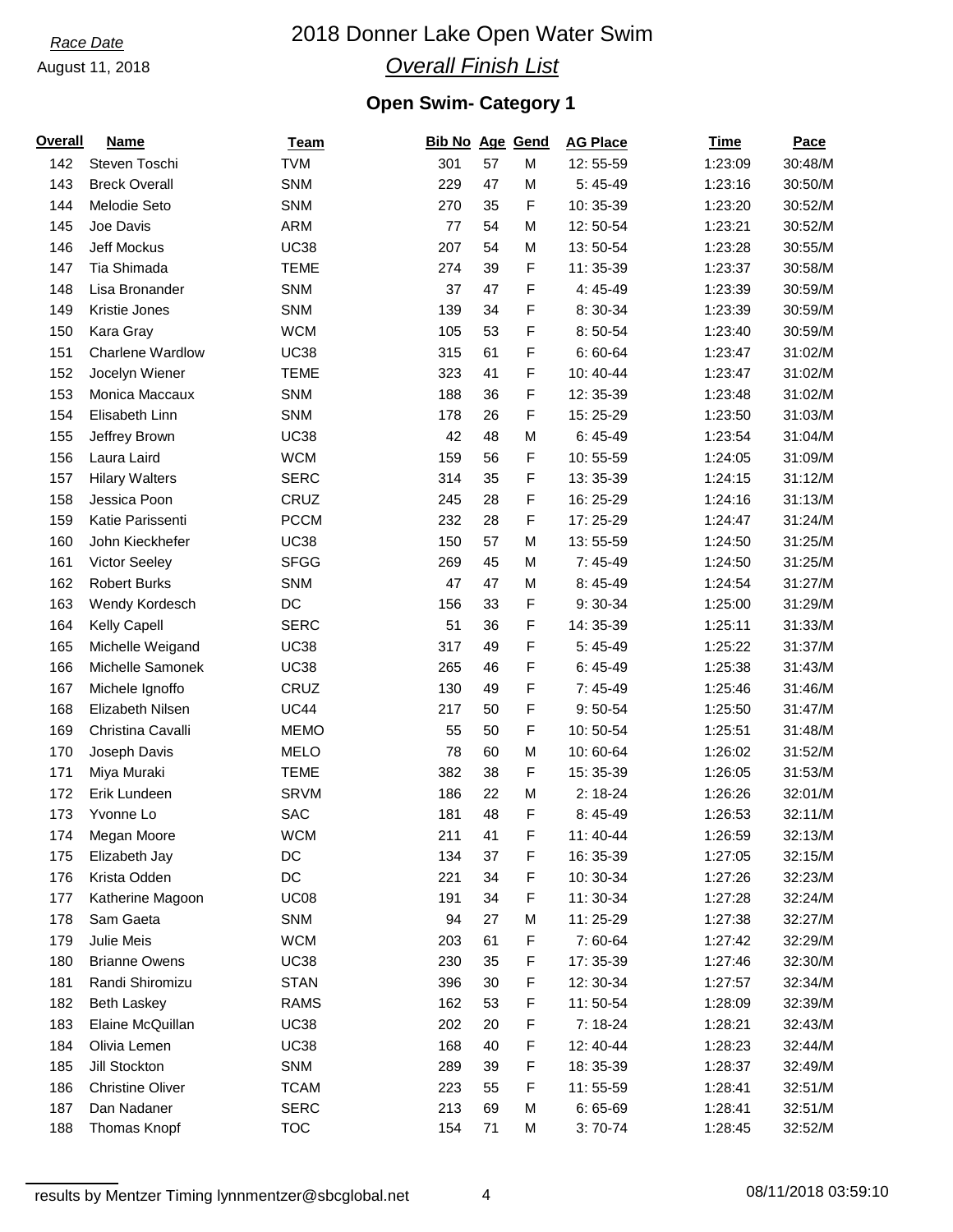*Race Date*

August 11, 2018

# 2018 Donner Lake Open Water Swim

## *Overall Finish List*

### Open Swim- Category 1

| Overall | Name | Team | Bib No | Age | Gend | AG Place | Time | Pace |
|---|---|---|---|---|---|---|---|---|
| 142 | Steven Toschi | TVM | 301 | 57 | M | 12: 55-59 | 1:23:09 | 30:48/M |
| 143 | Breck Overall | SNM | 229 | 47 | M | 5: 45-49 | 1:23:16 | 30:50/M |
| 144 | Melodie Seto | SNM | 270 | 35 | F | 10: 35-39 | 1:23:20 | 30:52/M |
| 145 | Joe Davis | ARM | 77 | 54 | M | 12: 50-54 | 1:23:21 | 30:52/M |
| 146 | Jeff Mockus | UC38 | 207 | 54 | M | 13: 50-54 | 1:23:28 | 30:55/M |
| 147 | Tia Shimada | TEME | 274 | 39 | F | 11: 35-39 | 1:23:37 | 30:58/M |
| 148 | Lisa Bronander | SNM | 37 | 47 | F | 4: 45-49 | 1:23:39 | 30:59/M |
| 149 | Kristie Jones | SNM | 139 | 34 | F | 8: 30-34 | 1:23:39 | 30:59/M |
| 150 | Kara Gray | WCM | 105 | 53 | F | 8: 50-54 | 1:23:40 | 30:59/M |
| 151 | Charlene Wardlow | UC38 | 315 | 61 | F | 6: 60-64 | 1:23:47 | 31:02/M |
| 152 | Jocelyn Wiener | TEME | 323 | 41 | F | 10: 40-44 | 1:23:47 | 31:02/M |
| 153 | Monica Maccaux | SNM | 188 | 36 | F | 12: 35-39 | 1:23:48 | 31:02/M |
| 154 | Elisabeth Linn | SNM | 178 | 26 | F | 15: 25-29 | 1:23:50 | 31:03/M |
| 155 | Jeffrey Brown | UC38 | 42 | 48 | M | 6: 45-49 | 1:23:54 | 31:04/M |
| 156 | Laura Laird | WCM | 159 | 56 | F | 10: 55-59 | 1:24:05 | 31:09/M |
| 157 | Hilary Walters | SERC | 314 | 35 | F | 13: 35-39 | 1:24:15 | 31:12/M |
| 158 | Jessica Poon | CRUZ | 245 | 28 | F | 16: 25-29 | 1:24:16 | 31:13/M |
| 159 | Katie Parissenti | PCCM | 232 | 28 | F | 17: 25-29 | 1:24:47 | 31:24/M |
| 160 | John Kieckhefer | UC38 | 150 | 57 | M | 13: 55-59 | 1:24:50 | 31:25/M |
| 161 | Victor Seeley | SFGG | 269 | 45 | M | 7: 45-49 | 1:24:50 | 31:25/M |
| 162 | Robert Burks | SNM | 47 | 47 | M | 8: 45-49 | 1:24:54 | 31:27/M |
| 163 | Wendy Kordesch | DC | 156 | 33 | F | 9: 30-34 | 1:25:00 | 31:29/M |
| 164 | Kelly Capell | SERC | 51 | 36 | F | 14: 35-39 | 1:25:11 | 31:33/M |
| 165 | Michelle Weigand | UC38 | 317 | 49 | F | 5: 45-49 | 1:25:22 | 31:37/M |
| 166 | Michelle Samonek | UC38 | 265 | 46 | F | 6: 45-49 | 1:25:38 | 31:43/M |
| 167 | Michele Ignoffo | CRUZ | 130 | 49 | F | 7: 45-49 | 1:25:46 | 31:46/M |
| 168 | Elizabeth Nilsen | UC44 | 217 | 50 | F | 9: 50-54 | 1:25:50 | 31:47/M |
| 169 | Christina Cavalli | MEMO | 55 | 50 | F | 10: 50-54 | 1:25:51 | 31:48/M |
| 170 | Joseph Davis | MELO | 78 | 60 | M | 10: 60-64 | 1:26:02 | 31:52/M |
| 171 | Miya Muraki | TEME | 382 | 38 | F | 15: 35-39 | 1:26:05 | 31:53/M |
| 172 | Erik Lundeen | SRVM | 186 | 22 | M | 2: 18-24 | 1:26:26 | 32:01/M |
| 173 | Yvonne Lo | SAC | 181 | 48 | F | 8: 45-49 | 1:26:53 | 32:11/M |
| 174 | Megan Moore | WCM | 211 | 41 | F | 11: 40-44 | 1:26:59 | 32:13/M |
| 175 | Elizabeth Jay | DC | 134 | 37 | F | 16: 35-39 | 1:27:05 | 32:15/M |
| 176 | Krista Odden | DC | 221 | 34 | F | 10: 30-34 | 1:27:26 | 32:23/M |
| 177 | Katherine Magoon | UC08 | 191 | 34 | F | 11: 30-34 | 1:27:28 | 32:24/M |
| 178 | Sam Gaeta | SNM | 94 | 27 | M | 11: 25-29 | 1:27:38 | 32:27/M |
| 179 | Julie Meis | WCM | 203 | 61 | F | 7: 60-64 | 1:27:42 | 32:29/M |
| 180 | Brianne Owens | UC38 | 230 | 35 | F | 17: 35-39 | 1:27:46 | 32:30/M |
| 181 | Randi Shiromizu | STAN | 396 | 30 | F | 12: 30-34 | 1:27:57 | 32:34/M |
| 182 | Beth Laskey | RAMS | 162 | 53 | F | 11: 50-54 | 1:28:09 | 32:39/M |
| 183 | Elaine McQuillan | UC38 | 202 | 20 | F | 7: 18-24 | 1:28:21 | 32:43/M |
| 184 | Olivia Lemen | UC38 | 168 | 40 | F | 12: 40-44 | 1:28:23 | 32:44/M |
| 185 | Jill Stockton | SNM | 289 | 39 | F | 18: 35-39 | 1:28:37 | 32:49/M |
| 186 | Christine Oliver | TCAM | 223 | 55 | F | 11: 55-59 | 1:28:41 | 32:51/M |
| 187 | Dan Nadaner | SERC | 213 | 69 | M | 6: 65-69 | 1:28:41 | 32:51/M |
| 188 | Thomas Knopf | TOC | 154 | 71 | M | 3: 70-74 | 1:28:45 | 32:52/M |

results by Mentzer Timing lynnmentzer@sbcglobal.net 08/11/2018 03:59:10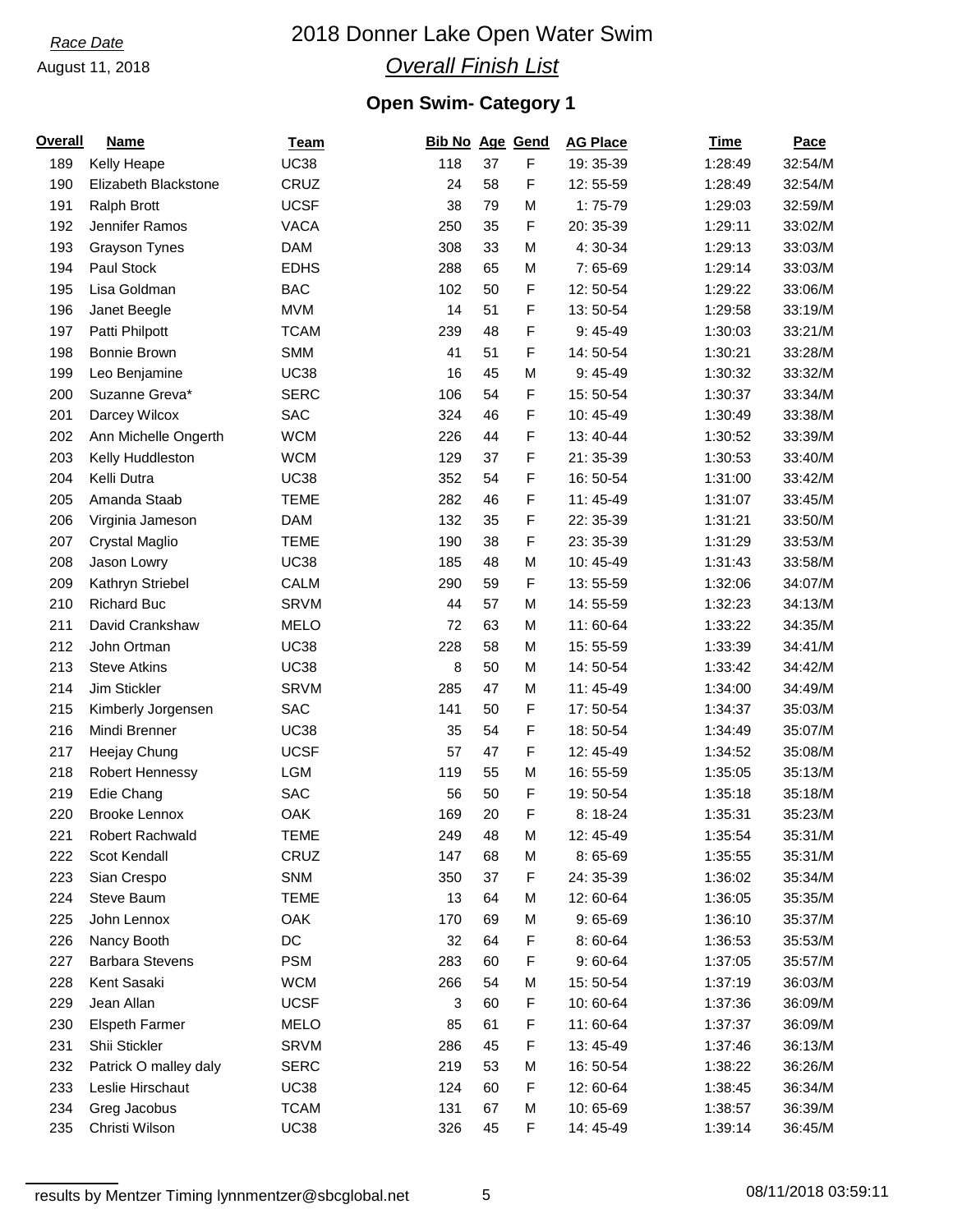*Race Date*

August 11, 2018

# 2018 Donner Lake Open Water Swim

## *Overall Finish List*

### Open Swim- Category 1

| Overall | Name | Team | Bib No | Age | Gend | AG Place | Time | Pace |
|---|---|---|---|---|---|---|---|---|
| 189 | Kelly Heape | UC38 | 118 | 37 | F | 19: 35-39 | 1:28:49 | 32:54/M |
| 190 | Elizabeth Blackstone | CRUZ | 24 | 58 | F | 12: 55-59 | 1:28:49 | 32:54/M |
| 191 | Ralph Brott | UCSF | 38 | 79 | M | 1: 75-79 | 1:29:03 | 32:59/M |
| 192 | Jennifer Ramos | VACA | 250 | 35 | F | 20: 35-39 | 1:29:11 | 33:02/M |
| 193 | Grayson Tynes | DAM | 308 | 33 | M | 4: 30-34 | 1:29:13 | 33:03/M |
| 194 | Paul Stock | EDHS | 288 | 65 | M | 7: 65-69 | 1:29:14 | 33:03/M |
| 195 | Lisa Goldman | BAC | 102 | 50 | F | 12: 50-54 | 1:29:22 | 33:06/M |
| 196 | Janet Beegle | MVM | 14 | 51 | F | 13: 50-54 | 1:29:58 | 33:19/M |
| 197 | Patti Philpott | TCAM | 239 | 48 | F | 9: 45-49 | 1:30:03 | 33:21/M |
| 198 | Bonnie Brown | SMM | 41 | 51 | F | 14: 50-54 | 1:30:21 | 33:28/M |
| 199 | Leo Benjamine | UC38 | 16 | 45 | M | 9: 45-49 | 1:30:32 | 33:32/M |
| 200 | Suzanne Greva* | SERC | 106 | 54 | F | 15: 50-54 | 1:30:37 | 33:34/M |
| 201 | Darcey Wilcox | SAC | 324 | 46 | F | 10: 45-49 | 1:30:49 | 33:38/M |
| 202 | Ann Michelle Ongerth | WCM | 226 | 44 | F | 13: 40-44 | 1:30:52 | 33:39/M |
| 203 | Kelly Huddleston | WCM | 129 | 37 | F | 21: 35-39 | 1:30:53 | 33:40/M |
| 204 | Kelli Dutra | UC38 | 352 | 54 | F | 16: 50-54 | 1:31:00 | 33:42/M |
| 205 | Amanda Staab | TEME | 282 | 46 | F | 11: 45-49 | 1:31:07 | 33:45/M |
| 206 | Virginia Jameson | DAM | 132 | 35 | F | 22: 35-39 | 1:31:21 | 33:50/M |
| 207 | Crystal Maglio | TEME | 190 | 38 | F | 23: 35-39 | 1:31:29 | 33:53/M |
| 208 | Jason Lowry | UC38 | 185 | 48 | M | 10: 45-49 | 1:31:43 | 33:58/M |
| 209 | Kathryn Striebel | CALM | 290 | 59 | F | 13: 55-59 | 1:32:06 | 34:07/M |
| 210 | Richard Buc | SRVM | 44 | 57 | M | 14: 55-59 | 1:32:23 | 34:13/M |
| 211 | David Crankshaw | MELO | 72 | 63 | M | 11: 60-64 | 1:33:22 | 34:35/M |
| 212 | John Ortman | UC38 | 228 | 58 | M | 15: 55-59 | 1:33:39 | 34:41/M |
| 213 | Steve Atkins | UC38 | 8 | 50 | M | 14: 50-54 | 1:33:42 | 34:42/M |
| 214 | Jim Stickler | SRVM | 285 | 47 | M | 11: 45-49 | 1:34:00 | 34:49/M |
| 215 | Kimberly Jorgensen | SAC | 141 | 50 | F | 17: 50-54 | 1:34:37 | 35:03/M |
| 216 | Mindi Brenner | UC38 | 35 | 54 | F | 18: 50-54 | 1:34:49 | 35:07/M |
| 217 | Heejay Chung | UCSF | 57 | 47 | F | 12: 45-49 | 1:34:52 | 35:08/M |
| 218 | Robert Hennessy | LGM | 119 | 55 | M | 16: 55-59 | 1:35:05 | 35:13/M |
| 219 | Edie Chang | SAC | 56 | 50 | F | 19: 50-54 | 1:35:18 | 35:18/M |
| 220 | Brooke Lennox | OAK | 169 | 20 | F | 8: 18-24 | 1:35:31 | 35:23/M |
| 221 | Robert Rachwald | TEME | 249 | 48 | M | 12: 45-49 | 1:35:54 | 35:31/M |
| 222 | Scot Kendall | CRUZ | 147 | 68 | M | 8: 65-69 | 1:35:55 | 35:31/M |
| 223 | Sian Crespo | SNM | 350 | 37 | F | 24: 35-39 | 1:36:02 | 35:34/M |
| 224 | Steve Baum | TEME | 13 | 64 | M | 12: 60-64 | 1:36:05 | 35:35/M |
| 225 | John Lennox | OAK | 170 | 69 | M | 9: 65-69 | 1:36:10 | 35:37/M |
| 226 | Nancy Booth | DC | 32 | 64 | F | 8: 60-64 | 1:36:53 | 35:53/M |
| 227 | Barbara Stevens | PSM | 283 | 60 | F | 9: 60-64 | 1:37:05 | 35:57/M |
| 228 | Kent Sasaki | WCM | 266 | 54 | M | 15: 50-54 | 1:37:19 | 36:03/M |
| 229 | Jean Allan | UCSF | 3 | 60 | F | 10: 60-64 | 1:37:36 | 36:09/M |
| 230 | Elspeth Farmer | MELO | 85 | 61 | F | 11: 60-64 | 1:37:37 | 36:09/M |
| 231 | Shii Stickler | SRVM | 286 | 45 | F | 13: 45-49 | 1:37:46 | 36:13/M |
| 232 | Patrick O malley daly | SERC | 219 | 53 | M | 16: 50-54 | 1:38:22 | 36:26/M |
| 233 | Leslie Hirschaut | UC38 | 124 | 60 | F | 12: 60-64 | 1:38:45 | 36:34/M |
| 234 | Greg Jacobus | TCAM | 131 | 67 | M | 10: 65-69 | 1:38:57 | 36:39/M |
| 235 | Christi Wilson | UC38 | 326 | 45 | F | 14: 45-49 | 1:39:14 | 36:45/M |

results by Mentzer Timing lynnmentzer@sbcglobal.net 08/11/2018 03:59:11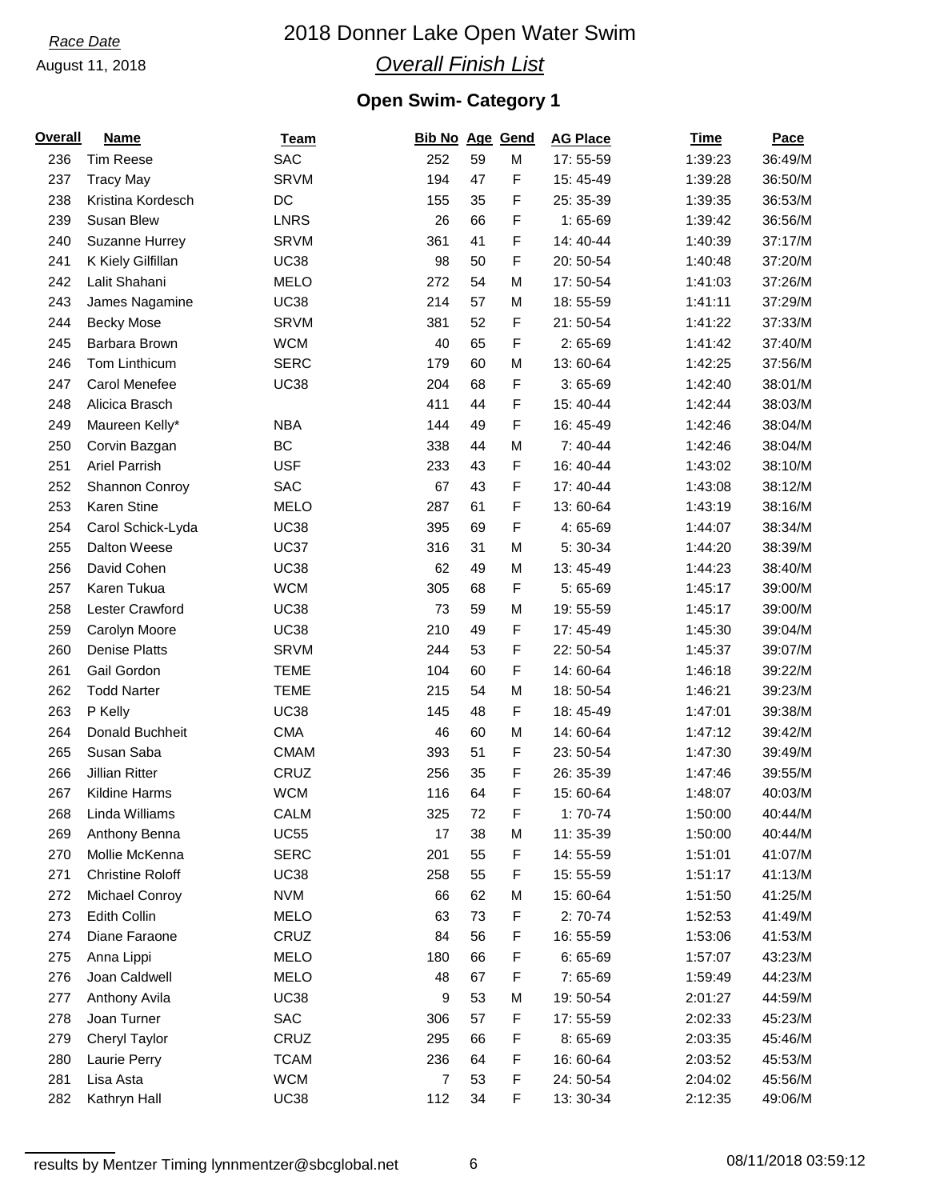*Race Date*

August 11, 2018

# 2018 Donner Lake Open Water Swim

## *Overall Finish List*

### Open Swim- Category 1

| Overall | Name | Team | Bib No | Age | Gend | AG Place | Time | Pace |
|---|---|---|---|---|---|---|---|---|
| 236 | Tim Reese | SAC | 252 | 59 | M | 17: 55-59 | 1:39:23 | 36:49/M |
| 237 | Tracy May | SRVM | 194 | 47 | F | 15: 45-49 | 1:39:28 | 36:50/M |
| 238 | Kristina Kordesch | DC | 155 | 35 | F | 25: 35-39 | 1:39:35 | 36:53/M |
| 239 | Susan Blew | LNRS | 26 | 66 | F | 1: 65-69 | 1:39:42 | 36:56/M |
| 240 | Suzanne Hurrey | SRVM | 361 | 41 | F | 14: 40-44 | 1:40:39 | 37:17/M |
| 241 | K Kiely Gilfillan | UC38 | 98 | 50 | F | 20: 50-54 | 1:40:48 | 37:20/M |
| 242 | Lalit Shahani | MELO | 272 | 54 | M | 17: 50-54 | 1:41:03 | 37:26/M |
| 243 | James Nagamine | UC38 | 214 | 57 | M | 18: 55-59 | 1:41:11 | 37:29/M |
| 244 | Becky Mose | SRVM | 381 | 52 | F | 21: 50-54 | 1:41:22 | 37:33/M |
| 245 | Barbara Brown | WCM | 40 | 65 | F | 2: 65-69 | 1:41:42 | 37:40/M |
| 246 | Tom Linthicum | SERC | 179 | 60 | M | 13: 60-64 | 1:42:25 | 37:56/M |
| 247 | Carol Menefee | UC38 | 204 | 68 | F | 3: 65-69 | 1:42:40 | 38:01/M |
| 248 | Alicica Brasch | | 411 | 44 | F | 15: 40-44 | 1:42:44 | 38:03/M |
| 249 | Maureen Kelly* | NBA | 144 | 49 | F | 16: 45-49 | 1:42:46 | 38:04/M |
| 250 | Corvin Bazgan | BC | 338 | 44 | M | 7: 40-44 | 1:42:46 | 38:04/M |
| 251 | Ariel Parrish | USF | 233 | 43 | F | 16: 40-44 | 1:43:02 | 38:10/M |
| 252 | Shannon Conroy | SAC | 67 | 43 | F | 17: 40-44 | 1:43:08 | 38:12/M |
| 253 | Karen Stine | MELO | 287 | 61 | F | 13: 60-64 | 1:43:19 | 38:16/M |
| 254 | Carol Schick-Lyda | UC38 | 395 | 69 | F | 4: 65-69 | 1:44:07 | 38:34/M |
| 255 | Dalton Weese | UC37 | 316 | 31 | M | 5: 30-34 | 1:44:20 | 38:39/M |
| 256 | David Cohen | UC38 | 62 | 49 | M | 13: 45-49 | 1:44:23 | 38:40/M |
| 257 | Karen Tukua | WCM | 305 | 68 | F | 5: 65-69 | 1:45:17 | 39:00/M |
| 258 | Lester Crawford | UC38 | 73 | 59 | M | 19: 55-59 | 1:45:17 | 39:00/M |
| 259 | Carolyn Moore | UC38 | 210 | 49 | F | 17: 45-49 | 1:45:30 | 39:04/M |
| 260 | Denise Platts | SRVM | 244 | 53 | F | 22: 50-54 | 1:45:37 | 39:07/M |
| 261 | Gail Gordon | TEME | 104 | 60 | F | 14: 60-64 | 1:46:18 | 39:22/M |
| 262 | Todd Narter | TEME | 215 | 54 | M | 18: 50-54 | 1:46:21 | 39:23/M |
| 263 | P Kelly | UC38 | 145 | 48 | F | 18: 45-49 | 1:47:01 | 39:38/M |
| 264 | Donald Buchheit | CMA | 46 | 60 | M | 14: 60-64 | 1:47:12 | 39:42/M |
| 265 | Susan Saba | CMAM | 393 | 51 | F | 23: 50-54 | 1:47:30 | 39:49/M |
| 266 | Jillian Ritter | CRUZ | 256 | 35 | F | 26: 35-39 | 1:47:46 | 39:55/M |
| 267 | Kildine Harms | WCM | 116 | 64 | F | 15: 60-64 | 1:48:07 | 40:03/M |
| 268 | Linda Williams | CALM | 325 | 72 | F | 1: 70-74 | 1:50:00 | 40:44/M |
| 269 | Anthony Benna | UC55 | 17 | 38 | M | 11: 35-39 | 1:50:00 | 40:44/M |
| 270 | Mollie McKenna | SERC | 201 | 55 | F | 14: 55-59 | 1:51:01 | 41:07/M |
| 271 | Christine Roloff | UC38 | 258 | 55 | F | 15: 55-59 | 1:51:17 | 41:13/M |
| 272 | Michael Conroy | NVM | 66 | 62 | M | 15: 60-64 | 1:51:50 | 41:25/M |
| 273 | Edith Collin | MELO | 63 | 73 | F | 2: 70-74 | 1:52:53 | 41:49/M |
| 274 | Diane Faraone | CRUZ | 84 | 56 | F | 16: 55-59 | 1:53:06 | 41:53/M |
| 275 | Anna Lippi | MELO | 180 | 66 | F | 6: 65-69 | 1:57:07 | 43:23/M |
| 276 | Joan Caldwell | MELO | 48 | 67 | F | 7: 65-69 | 1:59:49 | 44:23/M |
| 277 | Anthony Avila | UC38 | 9 | 53 | M | 19: 50-54 | 2:01:27 | 44:59/M |
| 278 | Joan Turner | SAC | 306 | 57 | F | 17: 55-59 | 2:02:33 | 45:23/M |
| 279 | Cheryl Taylor | CRUZ | 295 | 66 | F | 8: 65-69 | 2:03:35 | 45:46/M |
| 280 | Laurie Perry | TCAM | 236 | 64 | F | 16: 60-64 | 2:03:52 | 45:53/M |
| 281 | Lisa Asta | WCM | 7 | 53 | F | 24: 50-54 | 2:04:02 | 45:56/M |
| 282 | Kathryn Hall | UC38 | 112 | 34 | F | 13: 30-34 | 2:12:35 | 49:06/M |

results by Mentzer Timing lynnmentzer@sbcglobal.net 08/11/2018 03:59:12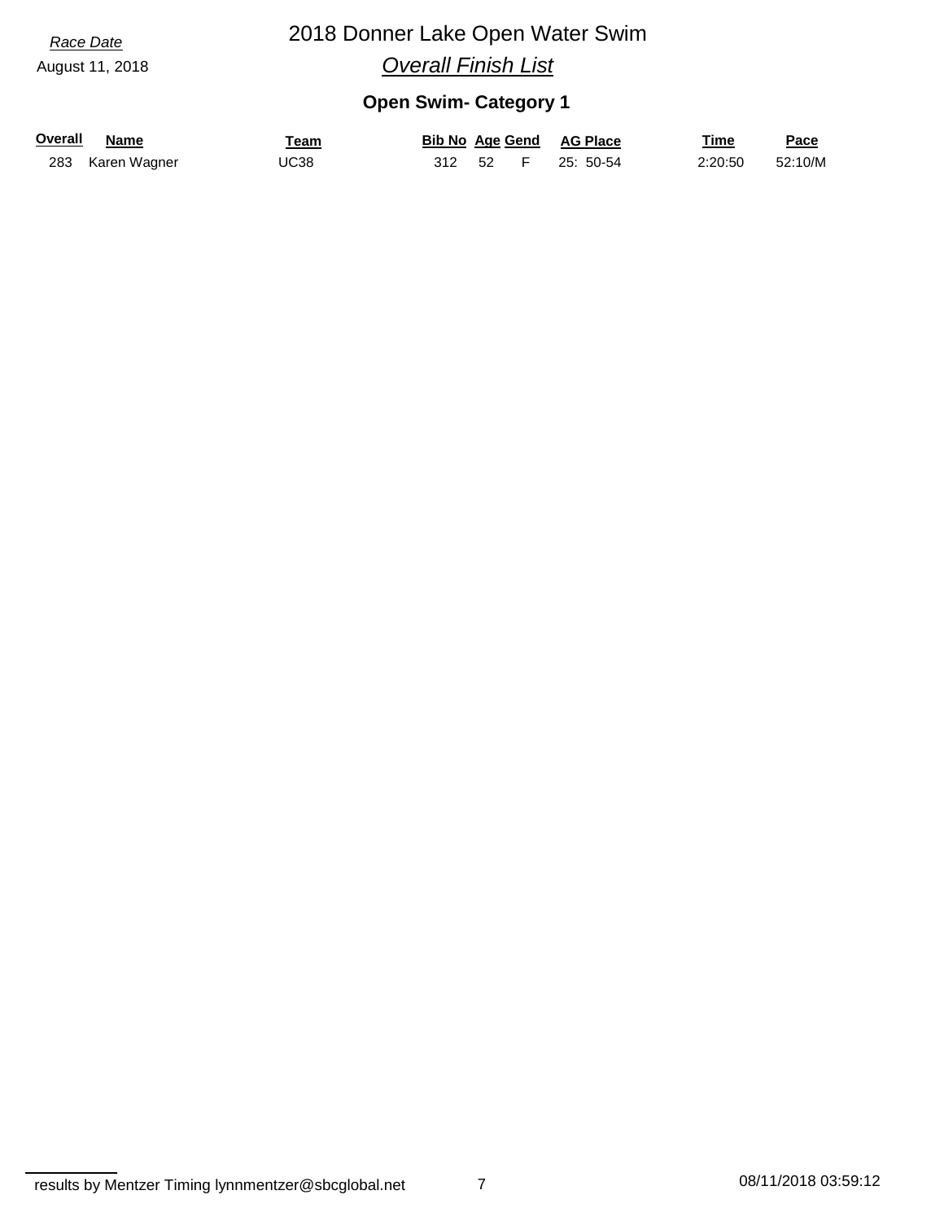*Race Date*

August 11, 2018

# 2018 Donner Lake Open Water Swim

## *Overall Finish List*

### Open Swim- Category 1

| Overall | Name | Team | Bib No | Age | Gend | AG Place | Time | Pace |
|---|---|---|---|---|---|---|---|---|
| 283 | Karen Wagner | UC38 | 312 | 52 | F | 25: 50-54 | 2:20:50 | 52:10/M |

results by Mentzer Timing lynnmentzer@sbcglobal.net

08/11/2018 03:59:12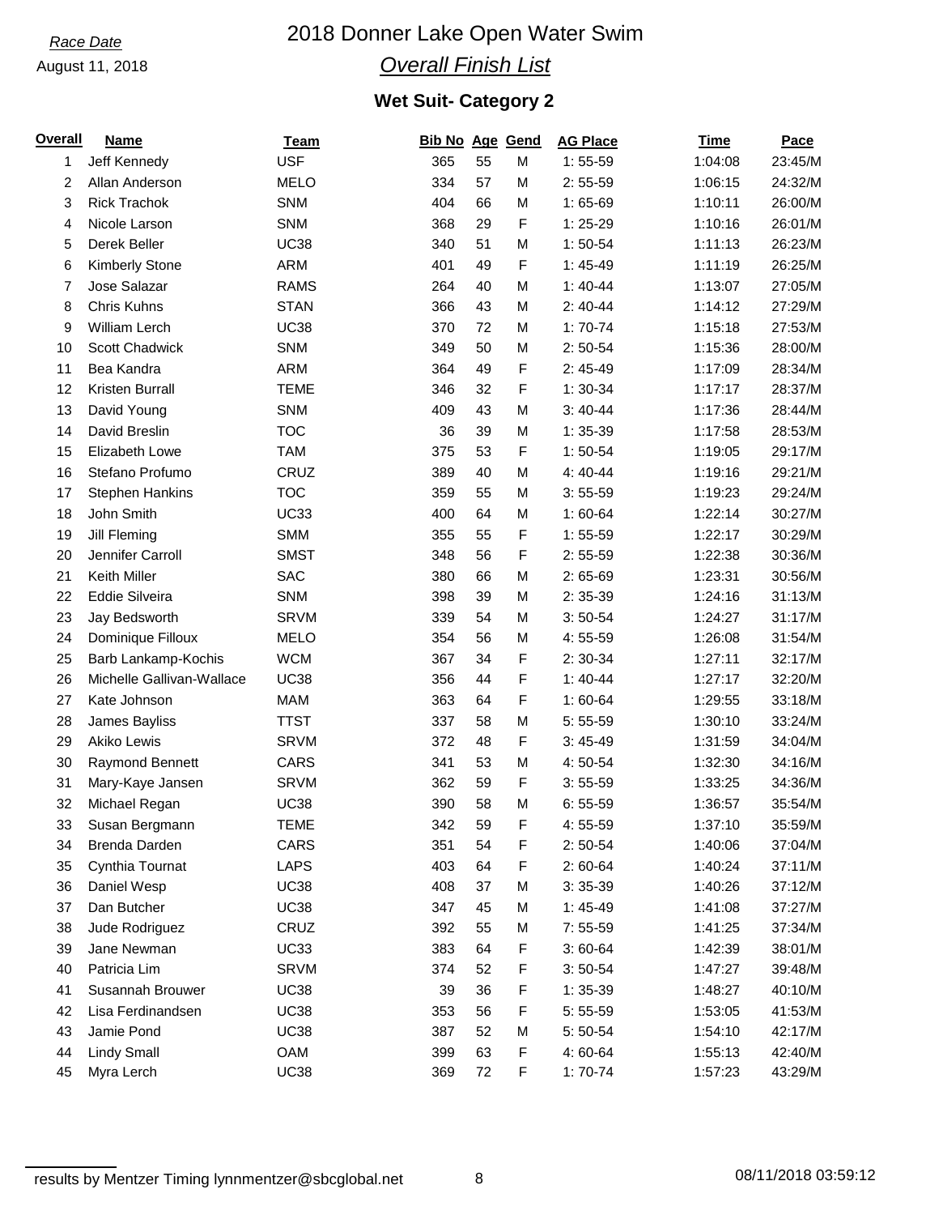Race Date

August 11, 2018

# 2018 Donner Lake Open Water Swim

## *Overall Finish List*

### Wet Suit- Category 2

| Overall | Name | Team | Bib No | Age | Gend | AG Place | Time | Pace |
|---|---|---|---|---|---|---|---|---|
| 1 | Jeff Kennedy | USF | 365 | 55 | M | 1: 55-59 | 1:04:08 | 23:45/M |
| 2 | Allan Anderson | MELO | 334 | 57 | M | 2: 55-59 | 1:06:15 | 24:32/M |
| 3 | Rick Trachok | SNM | 404 | 66 | M | 1: 65-69 | 1:10:11 | 26:00/M |
| 4 | Nicole Larson | SNM | 368 | 29 | F | 1: 25-29 | 1:10:16 | 26:01/M |
| 5 | Derek Beller | UC38 | 340 | 51 | M | 1: 50-54 | 1:11:13 | 26:23/M |
| 6 | Kimberly Stone | ARM | 401 | 49 | F | 1: 45-49 | 1:11:19 | 26:25/M |
| 7 | Jose Salazar | RAMS | 264 | 40 | M | 1: 40-44 | 1:13:07 | 27:05/M |
| 8 | Chris Kuhns | STAN | 366 | 43 | M | 2: 40-44 | 1:14:12 | 27:29/M |
| 9 | William Lerch | UC38 | 370 | 72 | M | 1: 70-74 | 1:15:18 | 27:53/M |
| 10 | Scott Chadwick | SNM | 349 | 50 | M | 2: 50-54 | 1:15:36 | 28:00/M |
| 11 | Bea Kandra | ARM | 364 | 49 | F | 2: 45-49 | 1:17:09 | 28:34/M |
| 12 | Kristen Burrall | TEME | 346 | 32 | F | 1: 30-34 | 1:17:17 | 28:37/M |
| 13 | David Young | SNM | 409 | 43 | M | 3: 40-44 | 1:17:36 | 28:44/M |
| 14 | David Breslin | TOC | 36 | 39 | M | 1: 35-39 | 1:17:58 | 28:53/M |
| 15 | Elizabeth Lowe | TAM | 375 | 53 | F | 1: 50-54 | 1:19:05 | 29:17/M |
| 16 | Stefano Profumo | CRUZ | 389 | 40 | M | 4: 40-44 | 1:19:16 | 29:21/M |
| 17 | Stephen Hankins | TOC | 359 | 55 | M | 3: 55-59 | 1:19:23 | 29:24/M |
| 18 | John Smith | UC33 | 400 | 64 | M | 1: 60-64 | 1:22:14 | 30:27/M |
| 19 | Jill Fleming | SMM | 355 | 55 | F | 1: 55-59 | 1:22:17 | 30:29/M |
| 20 | Jennifer Carroll | SMST | 348 | 56 | F | 2: 55-59 | 1:22:38 | 30:36/M |
| 21 | Keith Miller | SAC | 380 | 66 | M | 2: 65-69 | 1:23:31 | 30:56/M |
| 22 | Eddie Silveira | SNM | 398 | 39 | M | 2: 35-39 | 1:24:16 | 31:13/M |
| 23 | Jay Bedsworth | SRVM | 339 | 54 | M | 3: 50-54 | 1:24:27 | 31:17/M |
| 24 | Dominique Filloux | MELO | 354 | 56 | M | 4: 55-59 | 1:26:08 | 31:54/M |
| 25 | Barb Lankamp-Kochis | WCM | 367 | 34 | F | 2: 30-34 | 1:27:11 | 32:17/M |
| 26 | Michelle Gallivan-Wallace | UC38 | 356 | 44 | F | 1: 40-44 | 1:27:17 | 32:20/M |
| 27 | Kate Johnson | MAM | 363 | 64 | F | 1: 60-64 | 1:29:55 | 33:18/M |
| 28 | James Bayliss | TTST | 337 | 58 | M | 5: 55-59 | 1:30:10 | 33:24/M |
| 29 | Akiko Lewis | SRVM | 372 | 48 | F | 3: 45-49 | 1:31:59 | 34:04/M |
| 30 | Raymond Bennett | CARS | 341 | 53 | M | 4: 50-54 | 1:32:30 | 34:16/M |
| 31 | Mary-Kaye Jansen | SRVM | 362 | 59 | F | 3: 55-59 | 1:33:25 | 34:36/M |
| 32 | Michael Regan | UC38 | 390 | 58 | M | 6: 55-59 | 1:36:57 | 35:54/M |
| 33 | Susan Bergmann | TEME | 342 | 59 | F | 4: 55-59 | 1:37:10 | 35:59/M |
| 34 | Brenda Darden | CARS | 351 | 54 | F | 2: 50-54 | 1:40:06 | 37:04/M |
| 35 | Cynthia Tournat | LAPS | 403 | 64 | F | 2: 60-64 | 1:40:24 | 37:11/M |
| 36 | Daniel Wesp | UC38 | 408 | 37 | M | 3: 35-39 | 1:40:26 | 37:12/M |
| 37 | Dan Butcher | UC38 | 347 | 45 | M | 1: 45-49 | 1:41:08 | 37:27/M |
| 38 | Jude Rodriguez | CRUZ | 392 | 55 | M | 7: 55-59 | 1:41:25 | 37:34/M |
| 39 | Jane Newman | UC33 | 383 | 64 | F | 3: 60-64 | 1:42:39 | 38:01/M |
| 40 | Patricia Lim | SRVM | 374 | 52 | F | 3: 50-54 | 1:47:27 | 39:48/M |
| 41 | Susannah Brouwer | UC38 | 39 | 36 | F | 1: 35-39 | 1:48:27 | 40:10/M |
| 42 | Lisa Ferdinandsen | UC38 | 353 | 56 | F | 5: 55-59 | 1:53:05 | 41:53/M |
| 43 | Jamie Pond | UC38 | 387 | 52 | M | 5: 50-54 | 1:54:10 | 42:17/M |
| 44 | Lindy Small | OAM | 399 | 63 | F | 4: 60-64 | 1:55:13 | 42:40/M |
| 45 | Myra Lerch | UC38 | 369 | 72 | F | 1: 70-74 | 1:57:23 | 43:29/M |

results by Mentzer Timing lynnmentzer@sbcglobal.net

08/11/2018 03:59:12